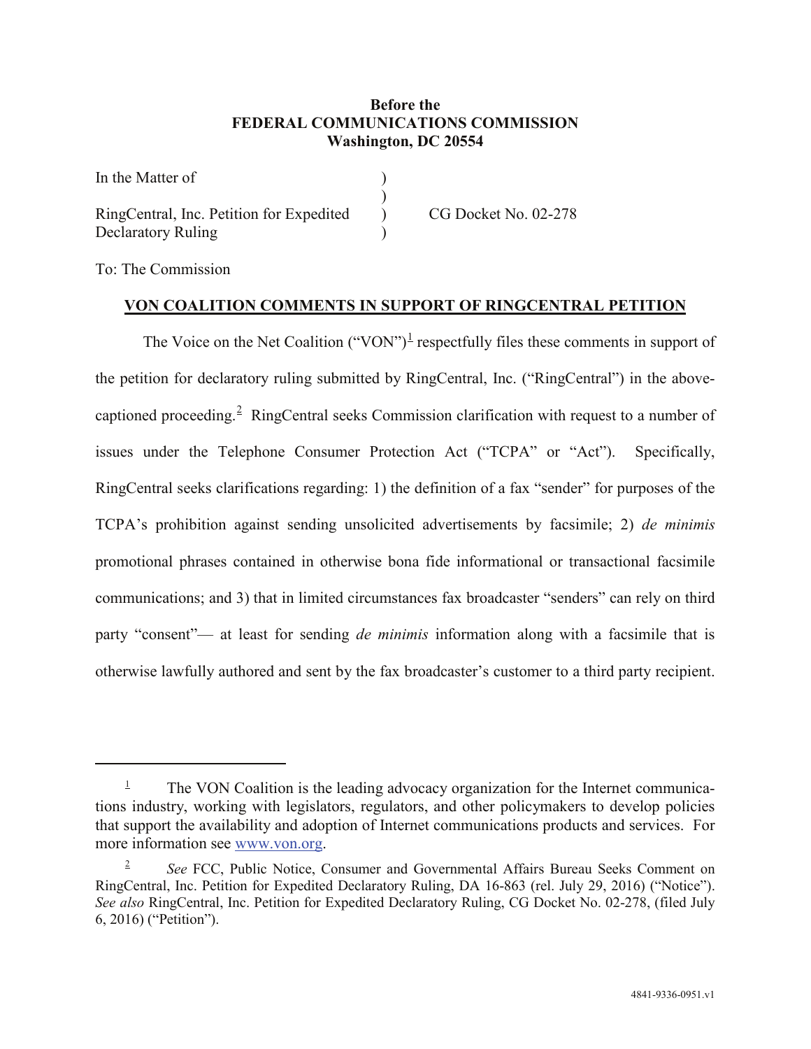**Before the**
**FEDERAL COMMUNICATIONS COMMISSION**
**Washington, DC 20554**

| | | |
|---|---|---|
| In the Matter of | ) | |
| | ) | |
| RingCentral, Inc. Petition for Expedited | ) | CG Docket No. 02-278 |
| Declaratory Ruling | ) | |

To: The Commission

## VON COALITION COMMENTS IN SUPPORT OF RINGCENTRAL PETITION

The Voice on the Net Coalition ("VON")[1] respectfully files these comments in support of the petition for declaratory ruling submitted by RingCentral, Inc. ("RingCentral") in the above-captioned proceeding.[2] RingCentral seeks Commission clarification with request to a number of issues under the Telephone Consumer Protection Act ("TCPA" or "Act"). Specifically, RingCentral seeks clarifications regarding: 1) the definition of a fax "sender" for purposes of the TCPA's prohibition against sending unsolicited advertisements by facsimile; 2) *de minimis* promotional phrases contained in otherwise bona fide informational or transactional facsimile communications; and 3) that in limited circumstances fax broadcaster "senders" can rely on third party "consent"— at least for sending *de minimis* information along with a facsimile that is otherwise lawfully authored and sent by the fax broadcaster's customer to a third party recipient.

---

[1] The VON Coalition is the leading advocacy organization for the Internet communications industry, working with legislators, regulators, and other policymakers to develop policies that support the availability and adoption of Internet communications products and services. For more information see www.von.org.

[2] *See* FCC, Public Notice, Consumer and Governmental Affairs Bureau Seeks Comment on RingCentral, Inc. Petition for Expedited Declaratory Ruling, DA 16-863 (rel. July 29, 2016) ("Notice"). *See also* RingCentral, Inc. Petition for Expedited Declaratory Ruling, CG Docket No. 02-278, (filed July 6, 2016) ("Petition").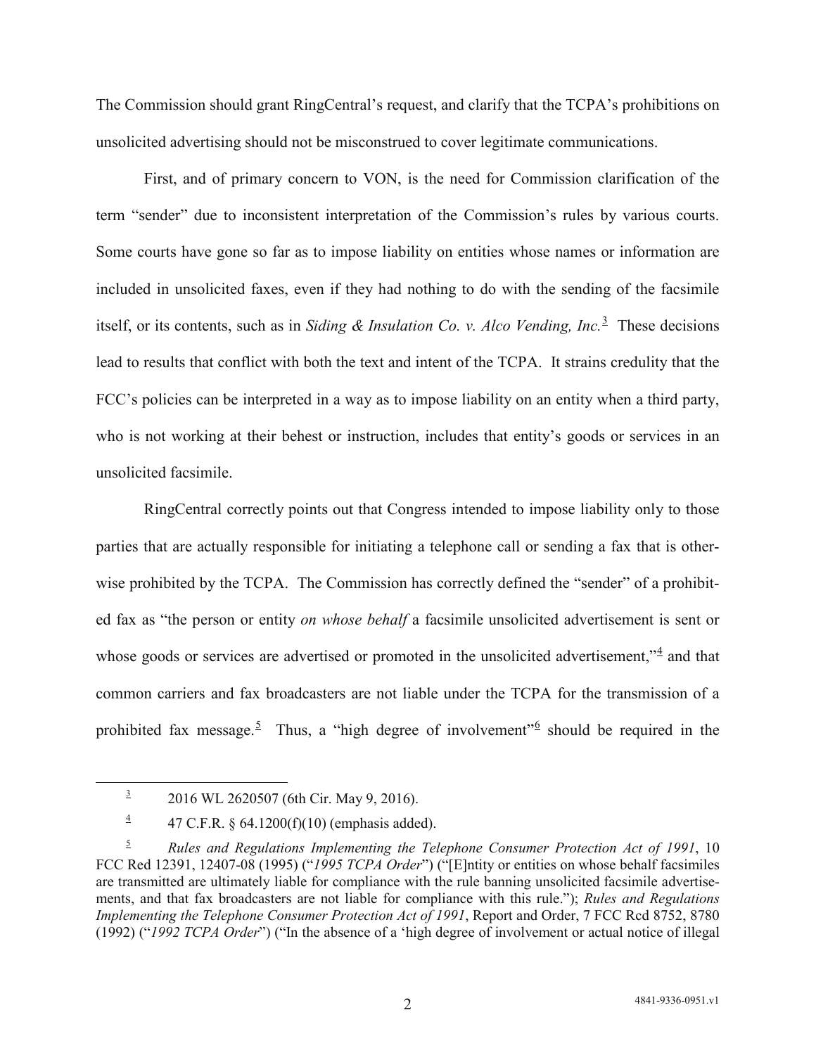The Commission should grant RingCentral's request, and clarify that the TCPA's prohibitions on unsolicited advertising should not be misconstrued to cover legitimate communications.

First, and of primary concern to VON, is the need for Commission clarification of the term "sender" due to inconsistent interpretation of the Commission's rules by various courts. Some courts have gone so far as to impose liability on entities whose names or information are included in unsolicited faxes, even if they had nothing to do with the sending of the facsimile itself, or its contents, such as in *Siding & Insulation Co. v. Alco Vending, Inc.*[3] These decisions lead to results that conflict with both the text and intent of the TCPA. It strains credulity that the FCC's policies can be interpreted in a way as to impose liability on an entity when a third party, who is not working at their behest or instruction, includes that entity's goods or services in an unsolicited facsimile.

RingCentral correctly points out that Congress intended to impose liability only to those parties that are actually responsible for initiating a telephone call or sending a fax that is otherwise prohibited by the TCPA. The Commission has correctly defined the "sender" of a prohibited fax as "the person or entity *on whose behalf* a facsimile unsolicited advertisement is sent or whose goods or services are advertised or promoted in the unsolicited advertisement,"[4] and that common carriers and fax broadcasters are not liable under the TCPA for the transmission of a prohibited fax message.[5] Thus, a "high degree of involvement"[6] should be required in the

---

[3] 2016 WL 2620507 (6th Cir. May 9, 2016).

[4] 47 C.F.R. § 64.1200(f)(10) (emphasis added).

[5] *Rules and Regulations Implementing the Telephone Consumer Protection Act of 1991*, 10 FCC Red 12391, 12407-08 (1995) ("*1995 TCPA Order*") ("[E]ntity or entities on whose behalf facsimiles are transmitted are ultimately liable for compliance with the rule banning unsolicited facsimile advertisements, and that fax broadcasters are not liable for compliance with this rule."); *Rules and Regulations Implementing the Telephone Consumer Protection Act of 1991*, Report and Order, 7 FCC Rcd 8752, 8780 (1992) ("*1992 TCPA Order*") ("In the absence of a 'high degree of involvement or actual notice of illegal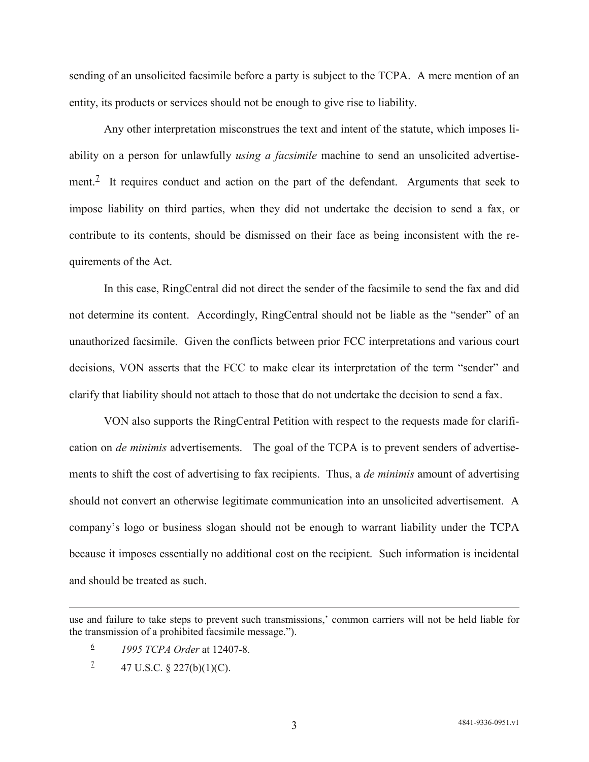sending of an unsolicited facsimile before a party is subject to the TCPA. A mere mention of an entity, its products or services should not be enough to give rise to liability.

Any other interpretation misconstrues the text and intent of the statute, which imposes liability on a person for unlawfully *using a facsimile* machine to send an unsolicited advertisement.[7] It requires conduct and action on the part of the defendant. Arguments that seek to impose liability on third parties, when they did not undertake the decision to send a fax, or contribute to its contents, should be dismissed on their face as being inconsistent with the requirements of the Act.

In this case, RingCentral did not direct the sender of the facsimile to send the fax and did not determine its content. Accordingly, RingCentral should not be liable as the "sender" of an unauthorized facsimile. Given the conflicts between prior FCC interpretations and various court decisions, VON asserts that the FCC to make clear its interpretation of the term "sender" and clarify that liability should not attach to those that do not undertake the decision to send a fax.

VON also supports the RingCentral Petition with respect to the requests made for clarification on *de minimis* advertisements. The goal of the TCPA is to prevent senders of advertisements to shift the cost of advertising to fax recipients. Thus, a *de minimis* amount of advertising should not convert an otherwise legitimate communication into an unsolicited advertisement. A company's logo or business slogan should not be enough to warrant liability under the TCPA because it imposes essentially no additional cost on the recipient. Such information is incidental and should be treated as such.

---

use and failure to take steps to prevent such transmissions,' common carriers will not be held liable for the transmission of a prohibited facsimile message.").

[6] *1995 TCPA Order* at 12407-8.

[7] 47 U.S.C. § 227(b)(1)(C).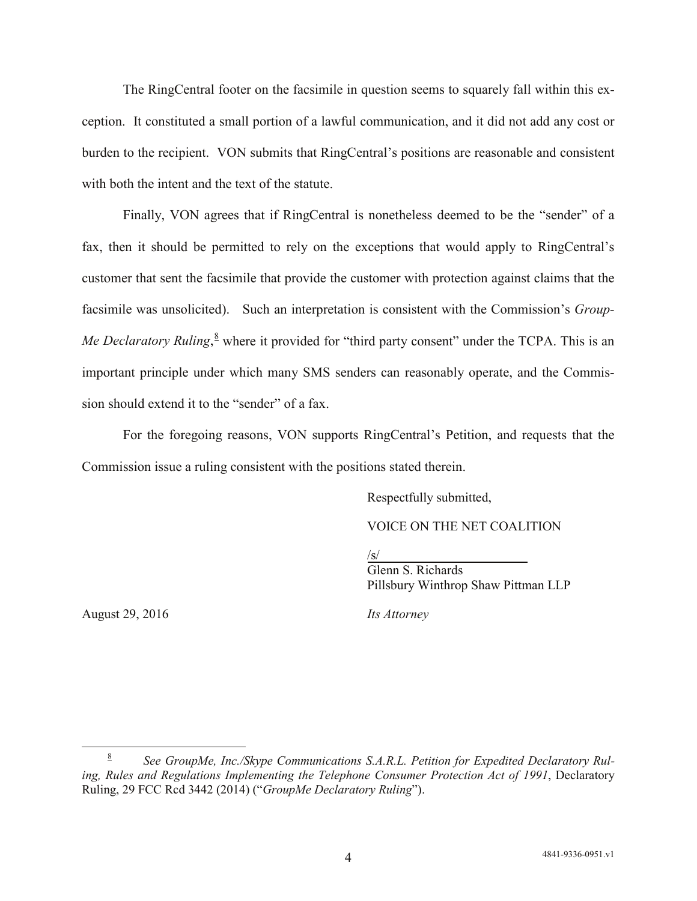The RingCentral footer on the facsimile in question seems to squarely fall within this exception. It constituted a small portion of a lawful communication, and it did not add any cost or burden to the recipient. VON submits that RingCentral's positions are reasonable and consistent with both the intent and the text of the statute.

Finally, VON agrees that if RingCentral is nonetheless deemed to be the "sender" of a fax, then it should be permitted to rely on the exceptions that would apply to RingCentral's customer that sent the facsimile that provide the customer with protection against claims that the facsimile was unsolicited). Such an interpretation is consistent with the Commission's *Group-Me Declaratory Ruling*,[8] where it provided for "third party consent" under the TCPA. This is an important principle under which many SMS senders can reasonably operate, and the Commission should extend it to the "sender" of a fax.

For the foregoing reasons, VON supports RingCentral's Petition, and requests that the Commission issue a ruling consistent with the positions stated therein.

Respectfully submitted,

VOICE ON THE NET COALITION

/s/
Glenn S. Richards
Pillsbury Winthrop Shaw Pittman LLP

August 29, 2016

*Its Attorney*

---

[8] *See GroupMe, Inc./Skype Communications S.A.R.L. Petition for Expedited Declaratory Ruling, Rules and Regulations Implementing the Telephone Consumer Protection Act of 1991*, Declaratory Ruling, 29 FCC Rcd 3442 (2014) ("*GroupMe Declaratory Ruling*").

4841-9336-0951.v1